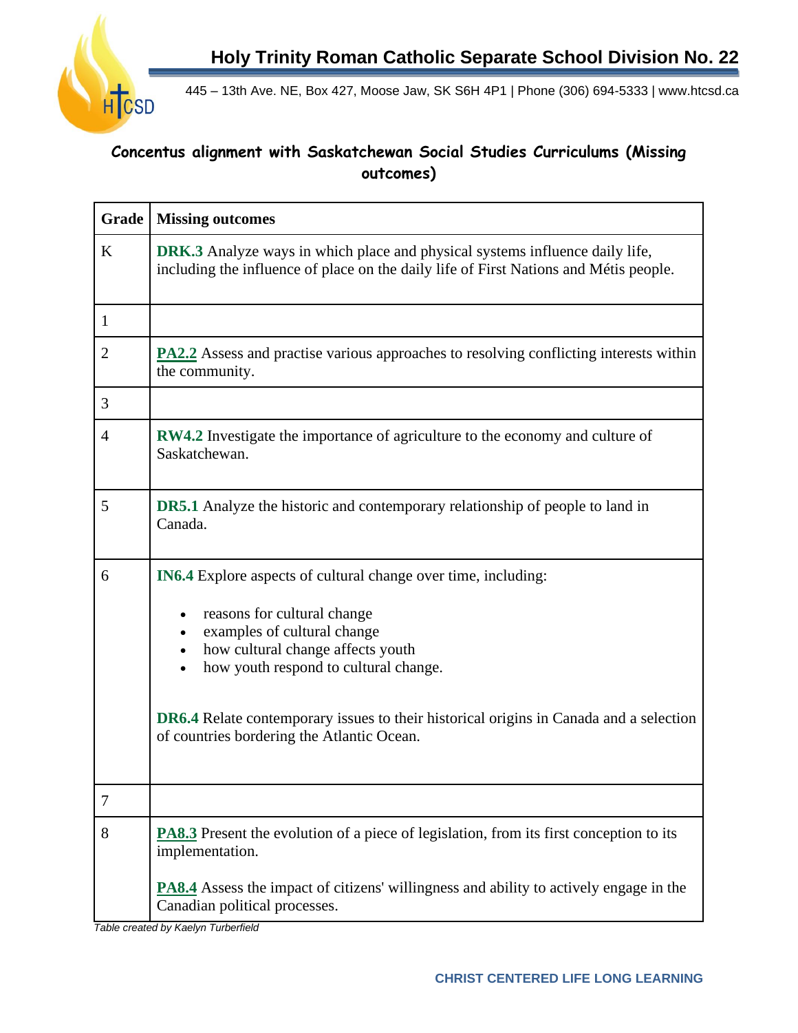# Holy Trinity Roman Catholic Separate School Division No. 22

445 – 13th Ave. NE, Box 427, Moose Jaw, SK S6H 4P1 | Phone (306) 694-5333 | www.htcsd.ca

## Concentus alignment with Saskatchewan Social Studies Curriculums (Missing outcomes)

| Grade | Missing outcomes |
|---|---|
| K | **DRK.3** Analyze ways in which place and physical systems influence daily life, including the influence of place on the daily life of First Nations and Métis people. |
| 1 | |
| 2 | **PA2.2** Assess and practise various approaches to resolving conflicting interests within the community. |
| 3 | |
| 4 | **RW4.2** Investigate the importance of agriculture to the economy and culture of Saskatchewan. |
| 5 | **DR5.1** Analyze the historic and contemporary relationship of people to land in Canada. |
| 6 | **IN6.4** Explore aspects of cultural change over time, including: <br>• reasons for cultural change <br>• examples of cultural change <br>• how cultural change affects youth <br>• how youth respond to cultural change. <br><br>**DR6.4** Relate contemporary issues to their historical origins in Canada and a selection of countries bordering the Atlantic Ocean. |
| 7 | |
| 8 | **PA8.3** Present the evolution of a piece of legislation, from its first conception to its implementation. <br><br>**PA8.4** Assess the impact of citizens' willingness and ability to actively engage in the Canadian political processes. |

*Table created by Kaelyn Turberfield*

CHRIST CENTERED LIFE LONG LEARNING